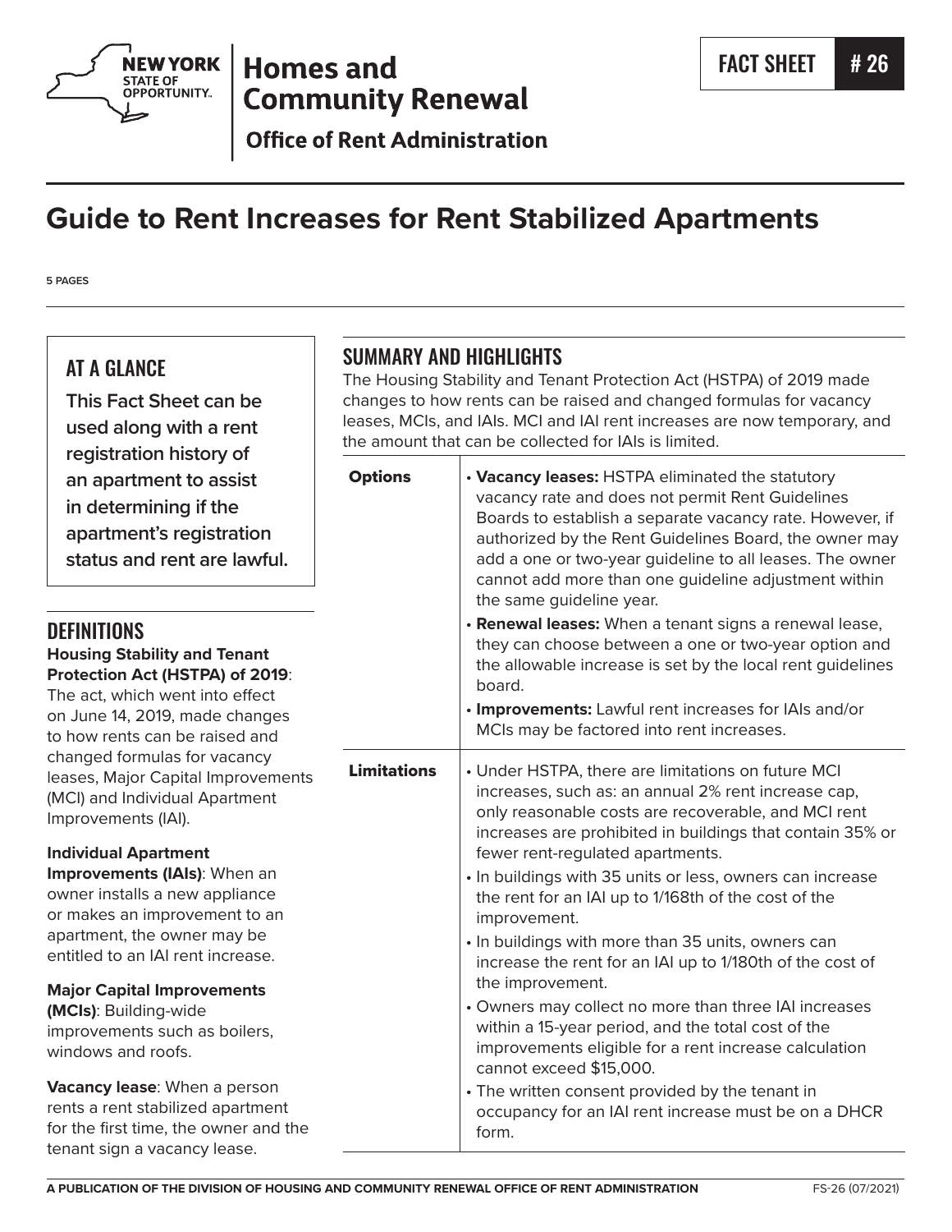NEW YORK STATE OF OPPORTUNITY.

# Homes and Community Renewal

**Office of Rent Administration**

FACT SHEET # 26

# Guide to Rent Increases for Rent Stabilized Apartments

5 PAGES

## AT A GLANCE

**This Fact Sheet can be used along with a rent registration history of an apartment to assist in determining if the apartment's registration status and rent are lawful.**

## DEFINITIONS

**Housing Stability and Tenant Protection Act (HSTPA) of 2019**: The act, which went into effect on June 14, 2019, made changes to how rents can be raised and changed formulas for vacancy leases, Major Capital Improvements (MCI) and Individual Apartment Improvements (IAI).

**Individual Apartment Improvements (IAIs)**: When an owner installs a new appliance or makes an improvement to an apartment, the owner may be entitled to an IAI rent increase.

**Major Capital Improvements (MCIs)**: Building-wide improvements such as boilers, windows and roofs.

**Vacancy lease**: When a person rents a rent stabilized apartment for the first time, the owner and the tenant sign a vacancy lease.

## SUMMARY AND HIGHLIGHTS

The Housing Stability and Tenant Protection Act (HSTPA) of 2019 made changes to how rents can be raised and changed formulas for vacancy leases, MCIs, and IAIs. MCI and IAI rent increases are now temporary, and the amount that can be collected for IAIs is limited.

| | |
|---|---|
| **Options** | • **Vacancy leases:** HSTPA eliminated the statutory vacancy rate and does not permit Rent Guidelines Boards to establish a separate vacancy rate. However, if authorized by the Rent Guidelines Board, the owner may add a one or two-year guideline to all leases. The owner cannot add more than one guideline adjustment within the same guideline year.<br>• **Renewal leases:** When a tenant signs a renewal lease, they can choose between a one or two-year option and the allowable increase is set by the local rent guidelines board.<br>• **Improvements:** Lawful rent increases for IAIs and/or MCIs may be factored into rent increases. |
| **Limitations** | • Under HSTPA, there are limitations on future MCI increases, such as: an annual 2% rent increase cap, only reasonable costs are recoverable, and MCI rent increases are prohibited in buildings that contain 35% or fewer rent-regulated apartments.<br>• In buildings with 35 units or less, owners can increase the rent for an IAI up to 1/168th of the cost of the improvement.<br>• In buildings with more than 35 units, owners can increase the rent for an IAI up to 1/180th of the cost of the improvement.<br>• Owners may collect no more than three IAI increases within a 15-year period, and the total cost of the improvements eligible for a rent increase calculation cannot exceed $15,000.<br>• The written consent provided by the tenant in occupancy for an IAI rent increase must be on a DHCR form. |

A PUBLICATION OF THE DIVISION OF HOUSING AND COMMUNITY RENEWAL OFFICE OF RENT ADMINISTRATION

FS-26 (07/2021)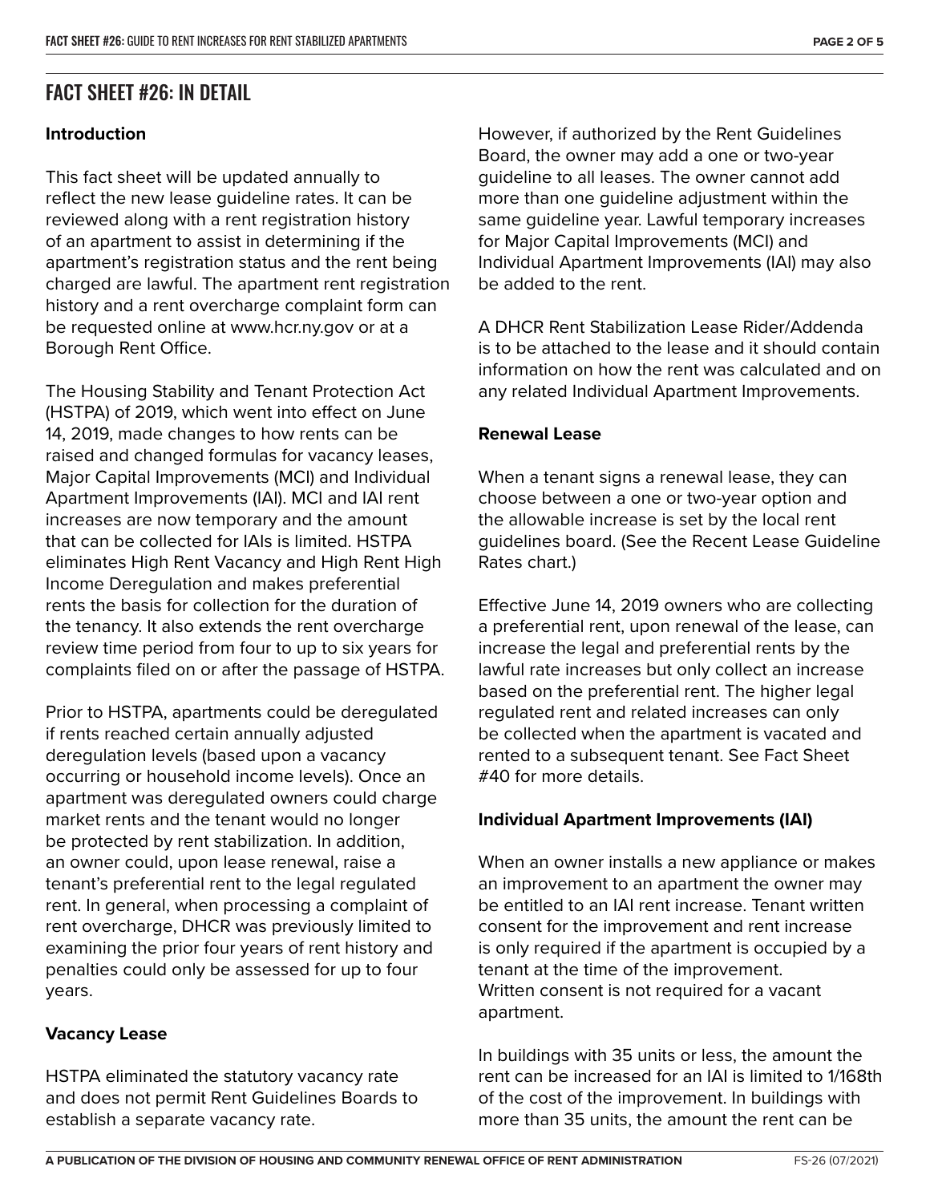## FACT SHEET #26: IN DETAIL

### Introduction

This fact sheet will be updated annually to reflect the new lease guideline rates. It can be reviewed along with a rent registration history of an apartment to assist in determining if the apartment's registration status and the rent being charged are lawful. The apartment rent registration history and a rent overcharge complaint form can be requested online at www.hcr.ny.gov or at a Borough Rent Office.

The Housing Stability and Tenant Protection Act (HSTPA) of 2019, which went into effect on June 14, 2019, made changes to how rents can be raised and changed formulas for vacancy leases, Major Capital Improvements (MCI) and Individual Apartment Improvements (IAI). MCI and IAI rent increases are now temporary and the amount that can be collected for IAIs is limited. HSTPA eliminates High Rent Vacancy and High Rent High Income Deregulation and makes preferential rents the basis for collection for the duration of the tenancy. It also extends the rent overcharge review time period from four to up to six years for complaints filed on or after the passage of HSTPA.

Prior to HSTPA, apartments could be deregulated if rents reached certain annually adjusted deregulation levels (based upon a vacancy occurring or household income levels). Once an apartment was deregulated owners could charge market rents and the tenant would no longer be protected by rent stabilization. In addition, an owner could, upon lease renewal, raise a tenant's preferential rent to the legal regulated rent. In general, when processing a complaint of rent overcharge, DHCR was previously limited to examining the prior four years of rent history and penalties could only be assessed for up to four years.

### Vacancy Lease

HSTPA eliminated the statutory vacancy rate and does not permit Rent Guidelines Boards to establish a separate vacancy rate.

However, if authorized by the Rent Guidelines Board, the owner may add a one or two-year guideline to all leases. The owner cannot add more than one guideline adjustment within the same guideline year. Lawful temporary increases for Major Capital Improvements (MCI) and Individual Apartment Improvements (IAI) may also be added to the rent.

A DHCR Rent Stabilization Lease Rider/Addenda is to be attached to the lease and it should contain information on how the rent was calculated and on any related Individual Apartment Improvements.

### Renewal Lease

When a tenant signs a renewal lease, they can choose between a one or two-year option and the allowable increase is set by the local rent guidelines board. (See the Recent Lease Guideline Rates chart.)

Effective June 14, 2019 owners who are collecting a preferential rent, upon renewal of the lease, can increase the legal and preferential rents by the lawful rate increases but only collect an increase based on the preferential rent. The higher legal regulated rent and related increases can only be collected when the apartment is vacated and rented to a subsequent tenant. See Fact Sheet #40 for more details.

### Individual Apartment Improvements (IAI)

When an owner installs a new appliance or makes an improvement to an apartment the owner may be entitled to an IAI rent increase. Tenant written consent for the improvement and rent increase is only required if the apartment is occupied by a tenant at the time of the improvement. Written consent is not required for a vacant apartment.

In buildings with 35 units or less, the amount the rent can be increased for an IAI is limited to 1/168th of the cost of the improvement. In buildings with more than 35 units, the amount the rent can be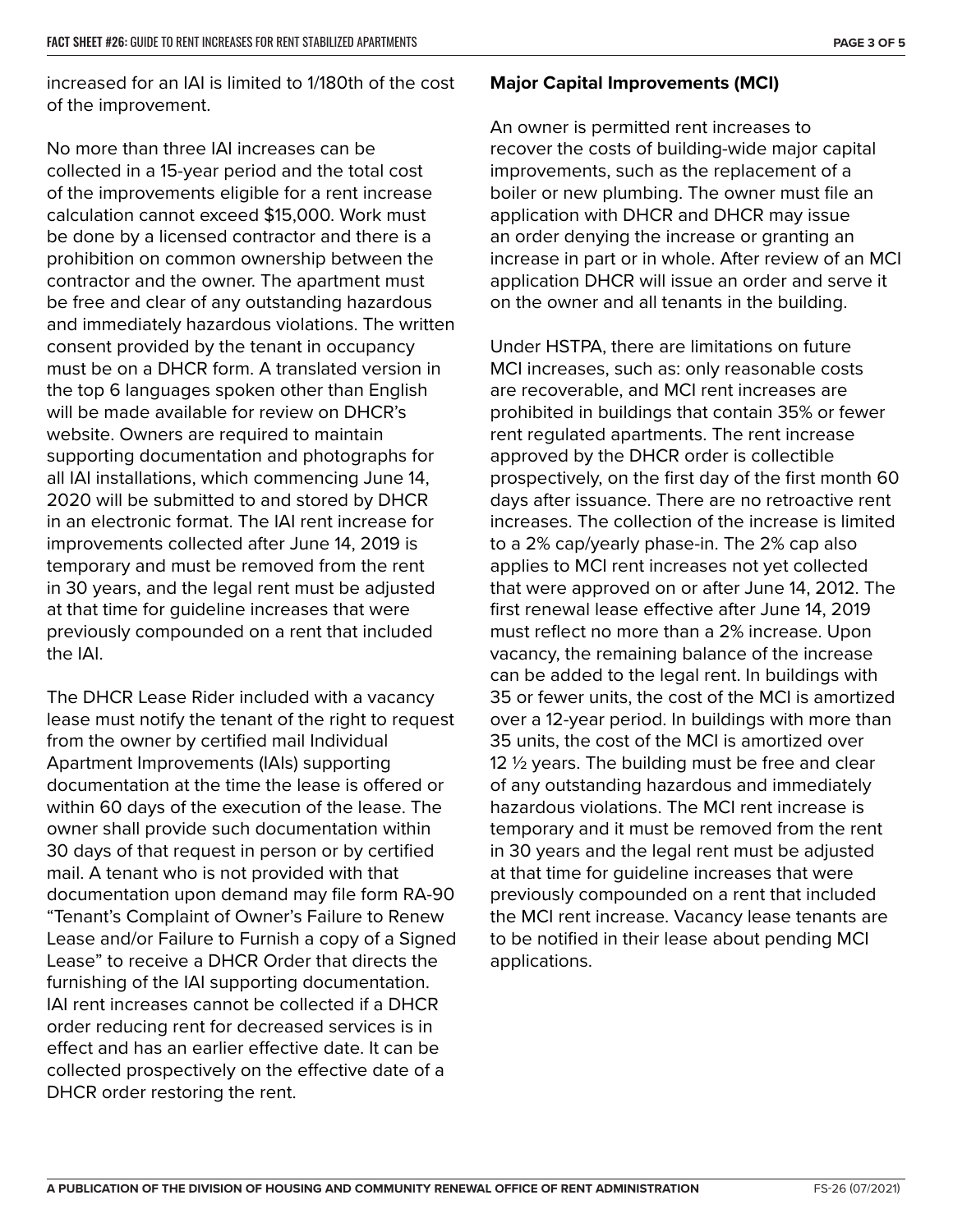increased for an IAI is limited to 1/180th of the cost of the improvement.

No more than three IAI increases can be collected in a 15-year period and the total cost of the improvements eligible for a rent increase calculation cannot exceed $15,000. Work must be done by a licensed contractor and there is a prohibition on common ownership between the contractor and the owner. The apartment must be free and clear of any outstanding hazardous and immediately hazardous violations. The written consent provided by the tenant in occupancy must be on a DHCR form. A translated version in the top 6 languages spoken other than English will be made available for review on DHCR's website. Owners are required to maintain supporting documentation and photographs for all IAI installations, which commencing June 14, 2020 will be submitted to and stored by DHCR in an electronic format. The IAI rent increase for improvements collected after June 14, 2019 is temporary and must be removed from the rent in 30 years, and the legal rent must be adjusted at that time for guideline increases that were previously compounded on a rent that included the IAI.

The DHCR Lease Rider included with a vacancy lease must notify the tenant of the right to request from the owner by certified mail Individual Apartment Improvements (IAIs) supporting documentation at the time the lease is offered or within 60 days of the execution of the lease. The owner shall provide such documentation within 30 days of that request in person or by certified mail. A tenant who is not provided with that documentation upon demand may file form RA-90 "Tenant's Complaint of Owner's Failure to Renew Lease and/or Failure to Furnish a copy of a Signed Lease" to receive a DHCR Order that directs the furnishing of the IAI supporting documentation. IAI rent increases cannot be collected if a DHCR order reducing rent for decreased services is in effect and has an earlier effective date. It can be collected prospectively on the effective date of a DHCR order restoring the rent.

**Major Capital Improvements (MCI)**

An owner is permitted rent increases to recover the costs of building-wide major capital improvements, such as the replacement of a boiler or new plumbing. The owner must file an application with DHCR and DHCR may issue an order denying the increase or granting an increase in part or in whole. After review of an MCI application DHCR will issue an order and serve it on the owner and all tenants in the building.

Under HSTPA, there are limitations on future MCI increases, such as: only reasonable costs are recoverable, and MCI rent increases are prohibited in buildings that contain 35% or fewer rent regulated apartments. The rent increase approved by the DHCR order is collectible prospectively, on the first day of the first month 60 days after issuance. There are no retroactive rent increases. The collection of the increase is limited to a 2% cap/yearly phase-in. The 2% cap also applies to MCI rent increases not yet collected that were approved on or after June 14, 2012. The first renewal lease effective after June 14, 2019 must reflect no more than a 2% increase. Upon vacancy, the remaining balance of the increase can be added to the legal rent. In buildings with 35 or fewer units, the cost of the MCI is amortized over a 12-year period. In buildings with more than 35 units, the cost of the MCI is amortized over 12 ½ years. The building must be free and clear of any outstanding hazardous and immediately hazardous violations. The MCI rent increase is temporary and it must be removed from the rent in 30 years and the legal rent must be adjusted at that time for guideline increases that were previously compounded on a rent that included the MCI rent increase. Vacancy lease tenants are to be notified in their lease about pending MCI applications.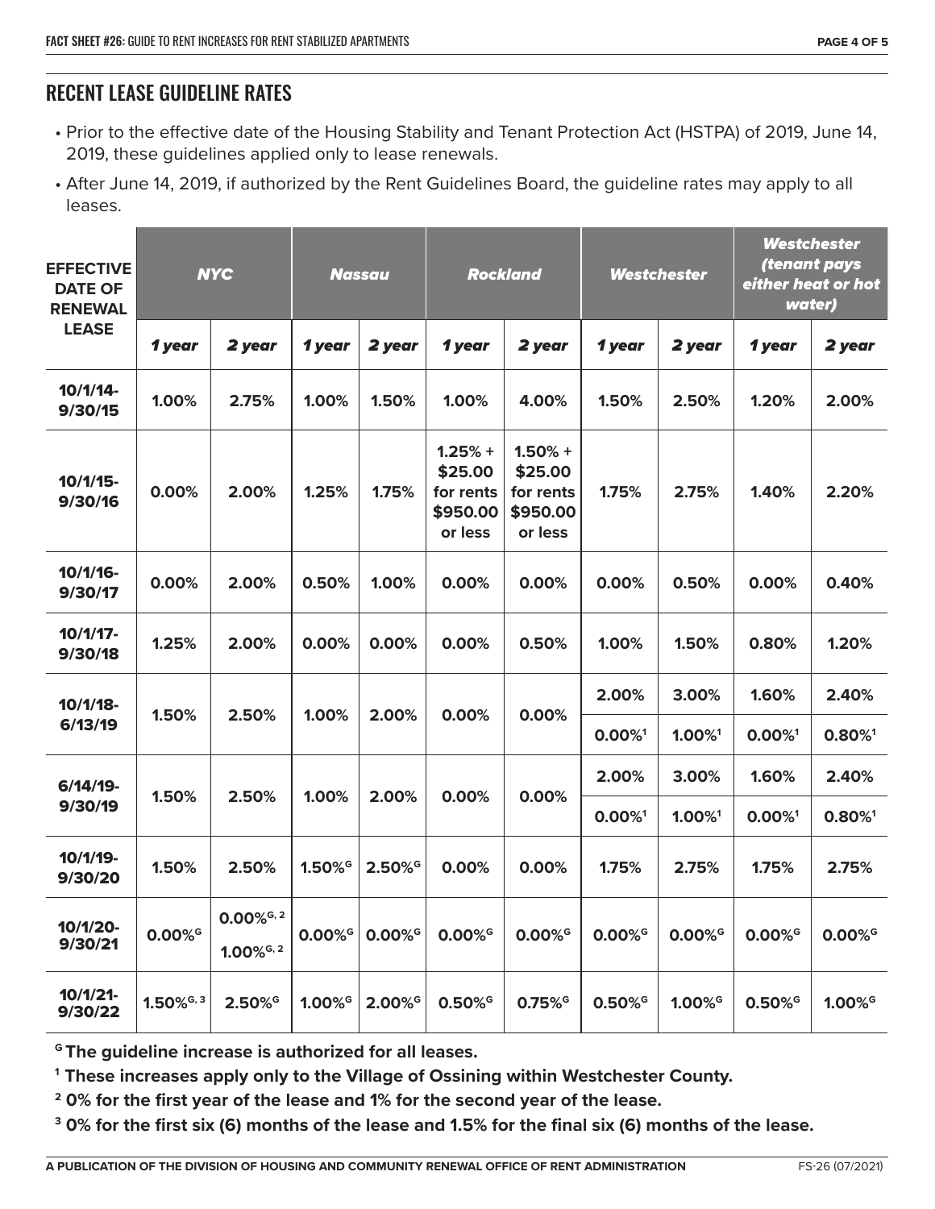## RECENT LEASE GUIDELINE RATES

- Prior to the effective date of the Housing Stability and Tenant Protection Act (HSTPA) of 2019, June 14, 2019, these guidelines applied only to lease renewals.
- After June 14, 2019, if authorized by the Rent Guidelines Board, the guideline rates may apply to all leases.

| EFFECTIVE DATE OF RENEWAL LEASE | *NYC* | | *Nassau* | | *Rockland* | | *Westchester* | | *Westchester (tenant pays either heat or hot water)* | |
|---|---|---|---|---|---|---|---|---|---|---|
| | *1 year* | *2 year* | *1 year* | *2 year* | *1 year* | *2 year* | *1 year* | *2 year* | *1 year* | *2 year* |
| 10/1/14-9/30/15 | 1.00% | 2.75% | 1.00% | 1.50% | 1.00% | 4.00% | 1.50% | 2.50% | 1.20% | 2.00% |
| 10/1/15-9/30/16 | 0.00% | 2.00% | 1.25% | 1.75% | 1.25% + \$25.00 for rents \$950.00 or less | 1.50% + \$25.00 for rents \$950.00 or less | 1.75% | 2.75% | 1.40% | 2.20% |
| 10/1/16-9/30/17 | 0.00% | 2.00% | 0.50% | 1.00% | 0.00% | 0.00% | 0.00% | 0.50% | 0.00% | 0.40% |
| 10/1/17-9/30/18 | 1.25% | 2.00% | 0.00% | 0.00% | 0.00% | 0.50% | 1.00% | 1.50% | 0.80% | 1.20% |
| 10/1/18-6/13/19 | 1.50% | 2.50% | 1.00% | 2.00% | 0.00% | 0.00% | 2.00% | 3.00% | 1.60% | 2.40% |
| | | | | | | | 0.00%[1] | 1.00%[1] | 0.00%[1] | 0.80%[1] |
| 6/14/19-9/30/19 | 1.50% | 2.50% | 1.00% | 2.00% | 0.00% | 0.00% | 2.00% | 3.00% | 1.60% | 2.40% |
| | | | | | | | 0.00%[1] | 1.00%[1] | 0.00%[1] | 0.80%[1] |
| 10/1/19-9/30/20 | 1.50% | 2.50% | 1.50%[G] | 2.50%[G] | 0.00% | 0.00% | 1.75% | 2.75% | 1.75% | 2.75% |
| 10/1/20-9/30/21 | 0.00%[G] | 0.00%[G, 2] 1.00%[G, 2] | 0.00%[G] | 0.00%[G] | 0.00%[G] | 0.00%[G] | 0.00%[G] | 0.00%[G] | 0.00%[G] | 0.00%[G] |
| 10/1/21-9/30/22 | 1.50%[G, 3] | 2.50%[G] | 1.00%[G] | 2.00%[G] | 0.50%[G] | 0.75%[G] | 0.50%[G] | 1.00%[G] | 0.50%[G] | 1.00%[G] |

**[G] The guideline increase is authorized for all leases.**

**[1] These increases apply only to the Village of Ossining within Westchester County.**

**[2] 0% for the first year of the lease and 1% for the second year of the lease.**

**[3] 0% for the first six (6) months of the lease and 1.5% for the final six (6) months of the lease.**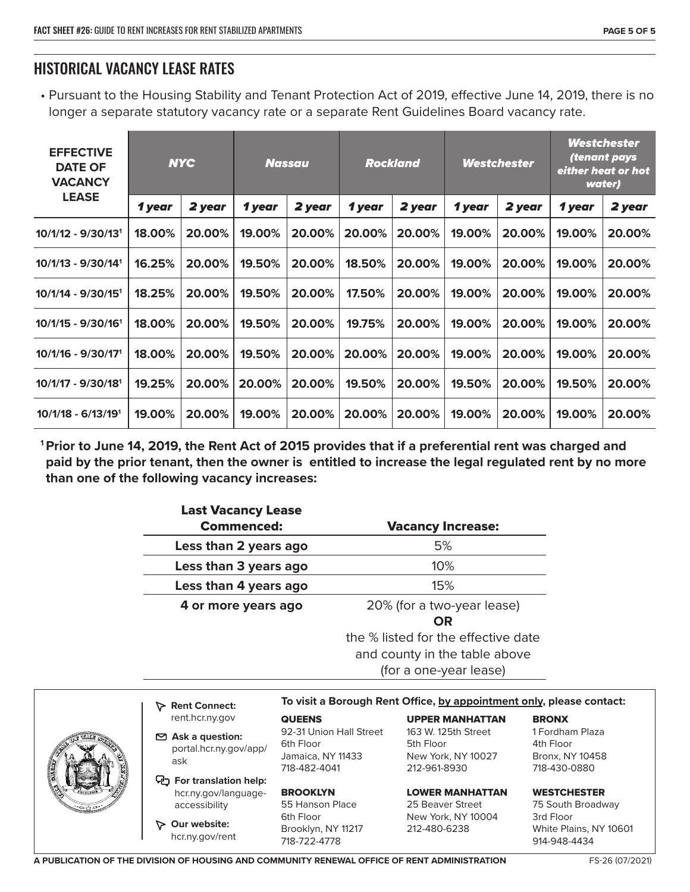## HISTORICAL VACANCY LEASE RATES

- Pursuant to the Housing Stability and Tenant Protection Act of 2019, effective June 14, 2019, there is no longer a separate statutory vacancy rate or a separate Rent Guidelines Board vacancy rate.

| EFFECTIVE DATE OF VACANCY LEASE | *NYC* | | *Nassau* | | *Rockland* | | *Westchester* | | *Westchester (tenant pays either heat or hot water)* | |
|---|---|---|---|---|---|---|---|---|---|---|
| | *1 year* | *2 year* | *1 year* | *2 year* | *1 year* | *2 year* | *1 year* | *2 year* | *1 year* | *2 year* |
| 10/1/12 - 9/30/13[1] | 18.00% | 20.00% | 19.00% | 20.00% | 20.00% | 20.00% | 19.00% | 20.00% | 19.00% | 20.00% |
| 10/1/13 - 9/30/14[1] | 16.25% | 20.00% | 19.50% | 20.00% | 18.50% | 20.00% | 19.00% | 20.00% | 19.00% | 20.00% |
| 10/1/14 - 9/30/15[1] | 18.25% | 20.00% | 19.50% | 20.00% | 17.50% | 20.00% | 19.00% | 20.00% | 19.00% | 20.00% |
| 10/1/15 - 9/30/16[1] | 18.00% | 20.00% | 19.50% | 20.00% | 19.75% | 20.00% | 19.00% | 20.00% | 19.00% | 20.00% |
| 10/1/16 - 9/30/17[1] | 18.00% | 20.00% | 19.50% | 20.00% | 20.00% | 20.00% | 19.00% | 20.00% | 19.00% | 20.00% |
| 10/1/17 - 9/30/18[1] | 19.25% | 20.00% | 20.00% | 20.00% | 19.50% | 20.00% | 19.50% | 20.00% | 19.50% | 20.00% |
| 10/1/18 - 6/13/19[1] | 19.00% | 20.00% | 19.00% | 20.00% | 20.00% | 20.00% | 19.00% | 20.00% | 19.00% | 20.00% |

**[1] Prior to June 14, 2019, the Rent Act of 2015 provides that if a preferential rent was charged and paid by the prior tenant, then the owner is entitled to increase the legal regulated rent by no more than one of the following vacancy increases:**

| Last Vacancy Lease Commenced: | Vacancy Increase: |
|---|---|
| Less than 2 years ago | 5% |
| Less than 3 years ago | 10% |
| Less than 4 years ago | 15% |
| 4 or more years ago | 20% (for a two-year lease) **OR** the % listed for the effective date and county in the table above (for a one-year lease) |

**Rent Connect:** rent.hcr.ny.gov

**Ask a question:** portal.hcr.ny.gov/app/ask

**For translation help:** hcr.ny.gov/language-accessibility

**Our website:** hcr.ny.gov/rent

**To visit a Borough Rent Office, by appointment only, please contact:**

**QUEENS**
92-31 Union Hall Street
6th Floor
Jamaica, NY 11433
718-482-4041

**BROOKLYN**
55 Hanson Place
6th Floor
Brooklyn, NY 11217
718-722-4778

**UPPER MANHATTAN**
163 W. 125th Street
5th Floor
New York, NY 10027
212-961-8930

**LOWER MANHATTAN**
25 Beaver Street
New York, NY 10004
212-480-6238

**BRONX**
1 Fordham Plaza
4th Floor
Bronx, NY 10458
718-430-0880

**WESTCHESTER**
75 South Broadway
3rd Floor
White Plains, NY 10601
914-948-4434

**A PUBLICATION OF THE DIVISION OF HOUSING AND COMMUNITY RENEWAL OFFICE OF RENT ADMINISTRATION** FS-26 (07/2021)